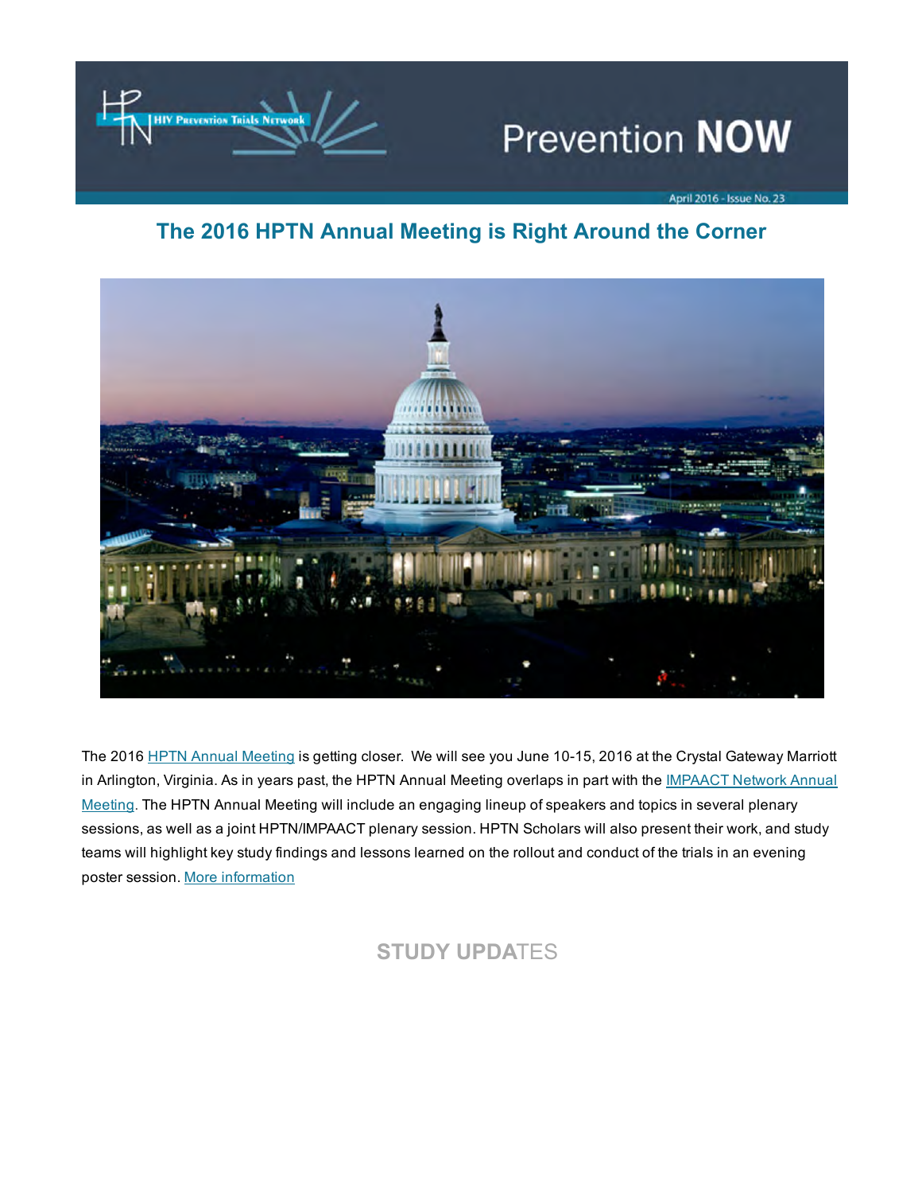# Prevention NOW

April 2016 - Issue No. 23

## The 2016 HPTN Annual Meeting is Right Around the Corner

The 2016 HPTN Annual Meeting is getting closer. We will see you June 10-15, 2016 at the Crystal Gateway Marriott in Arlington, Virginia. As in years past, the HPTN Annual Meeting overlaps in part with the IMPAACT Network Annual Meeting. The HPTN Annual Meeting will include an engaging lineup of speakers and topics in several plenary sessions, as well as a joint HPTN/IMPAACT plenary session. HPTN Scholars will also present their work, and study teams will highlight key study findings and lessons learned on the rollout and conduct of the trials in an evening poster session. More information

## STUDY UPDATES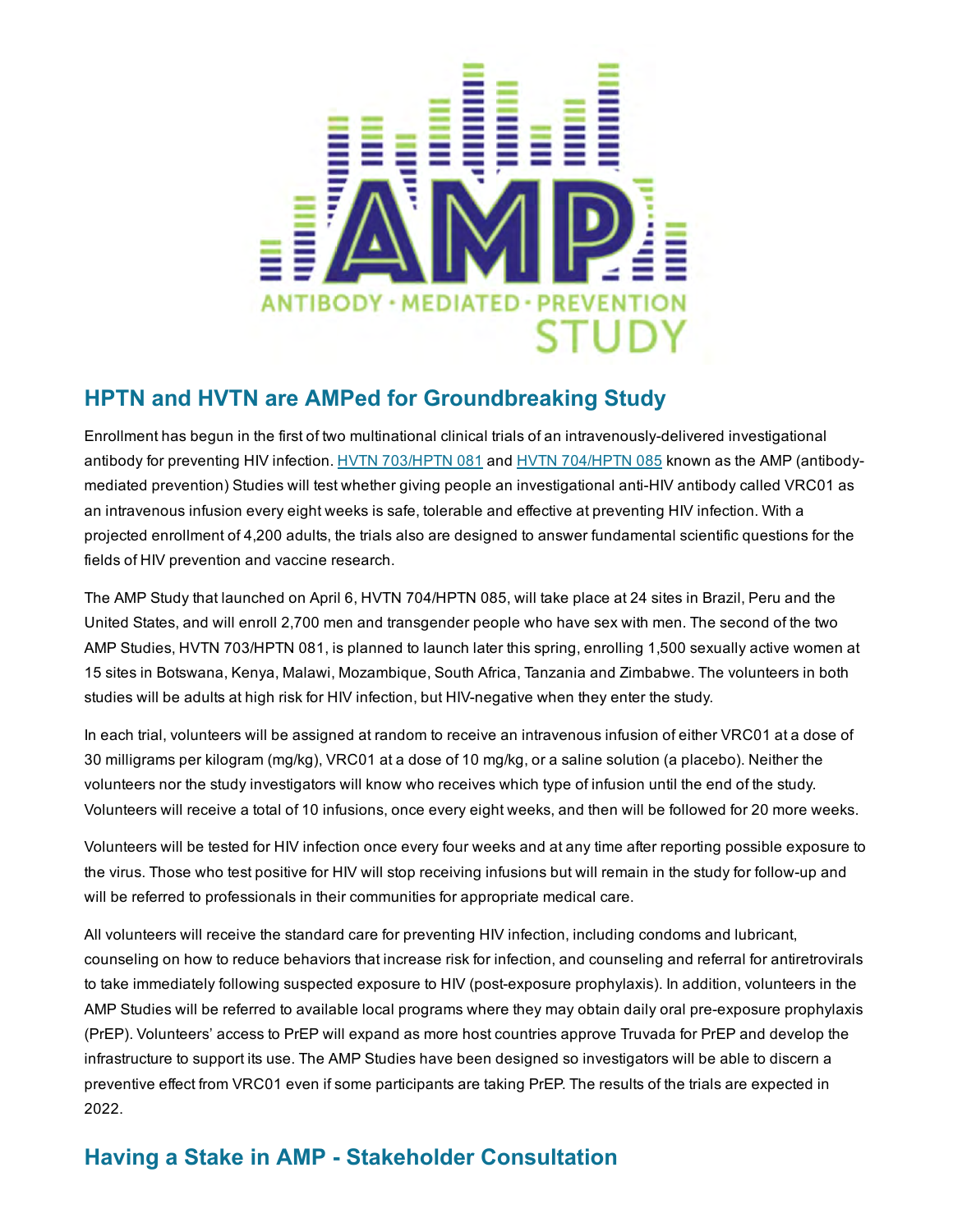## HPTN and HVTN are AMPed for Groundbreaking Study

Enrollment has begun in the first of two multinational clinical trials of an intravenously-delivered investigational antibody for preventing HIV infection. HVTN 703/HPTN 081 and HVTN 704/HPTN 085 known as the AMP (antibody-mediated prevention) Studies will test whether giving people an investigational anti-HIV antibody called VRC01 as an intravenous infusion every eight weeks is safe, tolerable and effective at preventing HIV infection. With a projected enrollment of 4,200 adults, the trials also are designed to answer fundamental scientific questions for the fields of HIV prevention and vaccine research.

The AMP Study that launched on April 6, HVTN 704/HPTN 085, will take place at 24 sites in Brazil, Peru and the United States, and will enroll 2,700 men and transgender people who have sex with men. The second of the two AMP Studies, HVTN 703/HPTN 081, is planned to launch later this spring, enrolling 1,500 sexually active women at 15 sites in Botswana, Kenya, Malawi, Mozambique, South Africa, Tanzania and Zimbabwe. The volunteers in both studies will be adults at high risk for HIV infection, but HIV-negative when they enter the study.

In each trial, volunteers will be assigned at random to receive an intravenous infusion of either VRC01 at a dose of 30 milligrams per kilogram (mg/kg), VRC01 at a dose of 10 mg/kg, or a saline solution (a placebo). Neither the volunteers nor the study investigators will know who receives which type of infusion until the end of the study. Volunteers will receive a total of 10 infusions, once every eight weeks, and then will be followed for 20 more weeks.

Volunteers will be tested for HIV infection once every four weeks and at any time after reporting possible exposure to the virus. Those who test positive for HIV will stop receiving infusions but will remain in the study for follow-up and will be referred to professionals in their communities for appropriate medical care.

All volunteers will receive the standard care for preventing HIV infection, including condoms and lubricant, counseling on how to reduce behaviors that increase risk for infection, and counseling and referral for antiretrovirals to take immediately following suspected exposure to HIV (post-exposure prophylaxis). In addition, volunteers in the AMP Studies will be referred to available local programs where they may obtain daily oral pre-exposure prophylaxis (PrEP). Volunteers' access to PrEP will expand as more host countries approve Truvada for PrEP and develop the infrastructure to support its use. The AMP Studies have been designed so investigators will be able to discern a preventive effect from VRC01 even if some participants are taking PrEP. The results of the trials are expected in 2022.

## Having a Stake in AMP - Stakeholder Consultation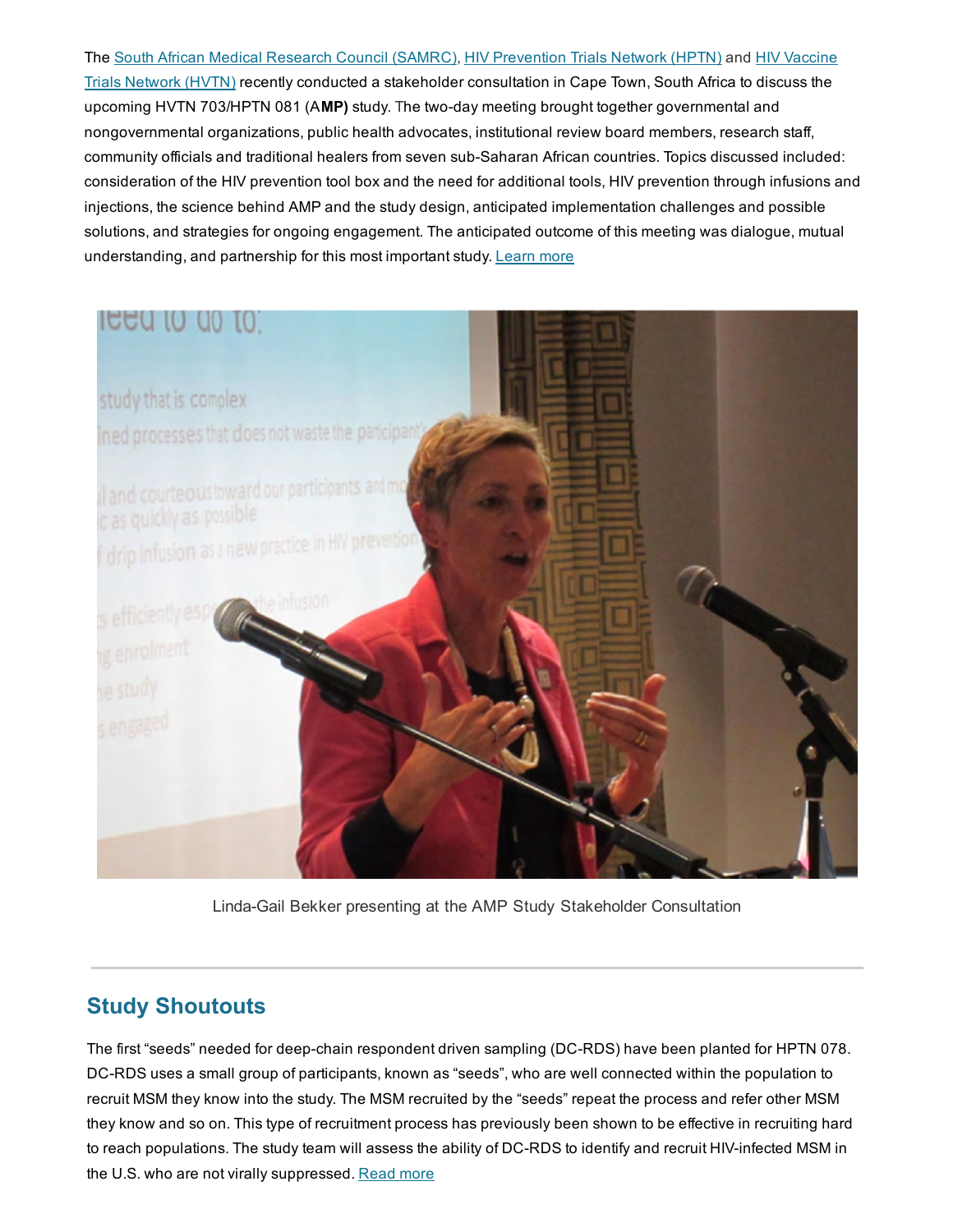The South African Medical Research Council (SAMRC), HIV Prevention Trials Network (HPTN) and HIV Vaccine Trials Network (HVTN) recently conducted a stakeholder consultation in Cape Town, South Africa to discuss the upcoming HVTN 703/HPTN 081 (A**MP)** study. The two-day meeting brought together governmental and nongovernmental organizations, public health advocates, institutional review board members, research staff, community officials and traditional healers from seven sub-Saharan African countries. Topics discussed included: consideration of the HIV prevention tool box and the need for additional tools, HIV prevention through infusions and injections, the science behind AMP and the study design, anticipated implementation challenges and possible solutions, and strategies for ongoing engagement. The anticipated outcome of this meeting was dialogue, mutual understanding, and partnership for this most important study. Learn more

Linda-Gail Bekker presenting at the AMP Study Stakeholder Consultation

## Study Shoutouts

The first "seeds" needed for deep-chain respondent driven sampling (DC-RDS) have been planted for HPTN 078. DC-RDS uses a small group of participants, known as "seeds", who are well connected within the population to recruit MSM they know into the study. The MSM recruited by the "seeds" repeat the process and refer other MSM they know and so on. This type of recruitment process has previously been shown to be effective in recruiting hard to reach populations. The study team will assess the ability of DC-RDS to identify and recruit HIV-infected MSM in the U.S. who are not virally suppressed. Read more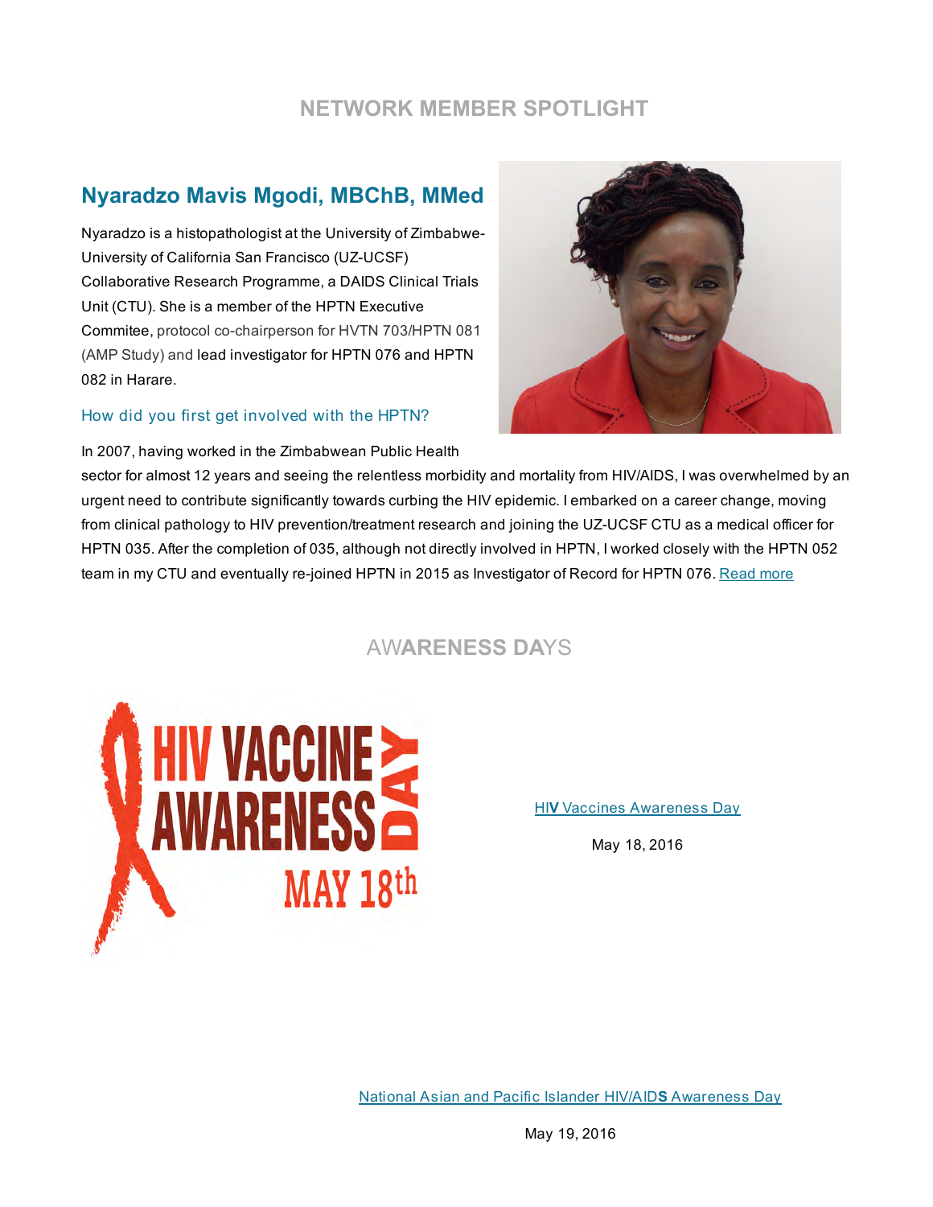## NETWORK MEMBER SPOTLIGHT

### Nyaradzo Mavis Mgodi, MBChB, MMed

Nyaradzo is a histopathologist at the University of Zimbabwe-University of California San Francisco (UZ-UCSF) Collaborative Research Programme, a DAIDS Clinical Trials Unit (CTU). She is a member of the HPTN Executive Commitee, protocol co-chairperson for HVTN 703/HPTN 081 (AMP Study) and lead investigator for HPTN 076 and HPTN 082 in Harare.

**How did you first get involved with the HPTN?**

In 2007, having worked in the Zimbabwean Public Health sector for almost 12 years and seeing the relentless morbidity and mortality from HIV/AIDS, I was overwhelmed by an urgent need to contribute significantly towards curbing the HIV epidemic. I embarked on a career change, moving from clinical pathology to HIV prevention/treatment research and joining the UZ-UCSF CTU as a medical officer for HPTN 035. After the completion of 035, although not directly involved in HPTN, I worked closely with the HPTN 052 team in my CTU and eventually re-joined HPTN in 2015 as Investigator of Record for HPTN 076. Read more

## AWARENESS DAYS

HIV VACCINE AWARENESS DAY MAY 18th

HIV Vaccines Awareness Day

May 18, 2016

National Asian and Pacific Islander HIV/AIDS Awareness Day

May 19, 2016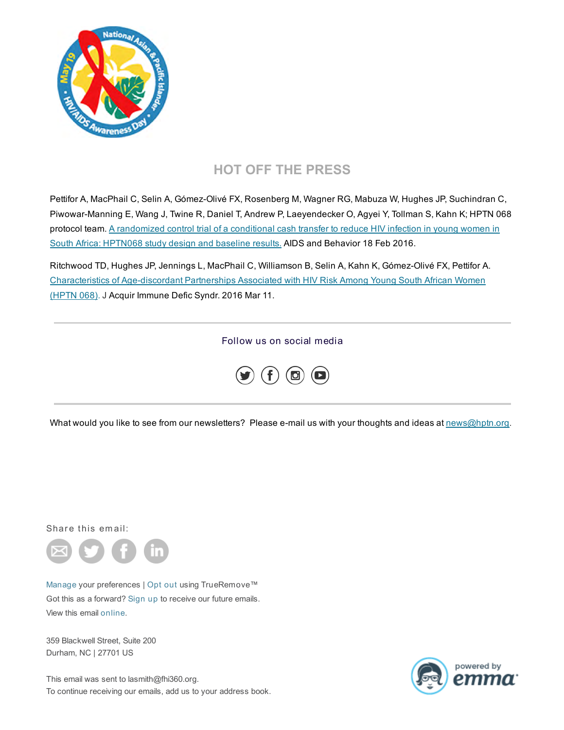## HOT OFF THE PRESS

Pettifor A, MacPhail C, Selin A, Gómez-Olivé FX, Rosenberg M, Wagner RG, Mabuza W, Hughes JP, Suchindran C, Piwowar-Manning E, Wang J, Twine R, Daniel T, Andrew P, Laeyendecker O, Agyei Y, Tollman S, Kahn K; HPTN 068 protocol team. A randomized control trial of a conditional cash transfer to reduce HIV infection in young women in South Africa: HPTN068 study design and baseline results. AIDS and Behavior 18 Feb 2016.

Ritchwood TD, Hughes JP, Jennings L, MacPhail C, Williamson B, Selin A, Kahn K, Gómez-Olivé FX, Pettifor A. Characteristics of Age-discordant Partnerships Associated with HIV Risk Among Young South African Women (HPTN 068). J Acquir Immune Defic Syndr. 2016 Mar 11.

---

Follow us on social media

---

What would you like to see from our newsletters? Please e-mail us with your thoughts and ideas at news@hptn.org.

Share this email:

Manage your preferences | Opt out using TrueRemove™
Got this as a forward? Sign up to receive our future emails.
View this email online.

359 Blackwell Street, Suite 200
Durham, NC | 27701 US

This email was sent to lasmith@fhi360.org.
To continue receiving our emails, add us to your address book.

powered by emma